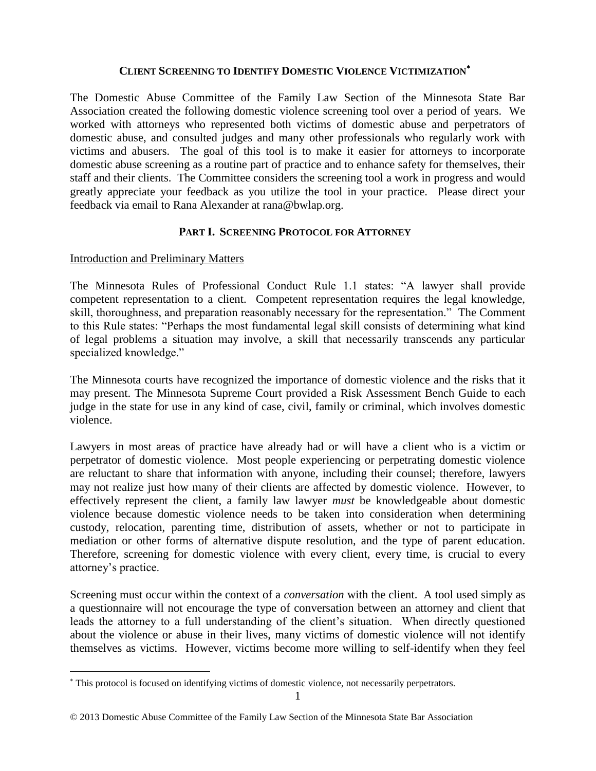# CLIENT SCREENING TO IDENTIFY DOMESTIC VIOLENCE VICTIMIZATION*

The Domestic Abuse Committee of the Family Law Section of the Minnesota State Bar Association created the following domestic violence screening tool over a period of years. We worked with attorneys who represented both victims of domestic abuse and perpetrators of domestic abuse, and consulted judges and many other professionals who regularly work with victims and abusers. The goal of this tool is to make it easier for attorneys to incorporate domestic abuse screening as a routine part of practice and to enhance safety for themselves, their staff and their clients. The Committee considers the screening tool a work in progress and would greatly appreciate your feedback as you utilize the tool in your practice. Please direct your feedback via email to Rana Alexander at rana@bwlap.org.

## PART I. SCREENING PROTOCOL FOR ATTORNEY

### Introduction and Preliminary Matters

The Minnesota Rules of Professional Conduct Rule 1.1 states: "A lawyer shall provide competent representation to a client. Competent representation requires the legal knowledge, skill, thoroughness, and preparation reasonably necessary for the representation." The Comment to this Rule states: "Perhaps the most fundamental legal skill consists of determining what kind of legal problems a situation may involve, a skill that necessarily transcends any particular specialized knowledge."

The Minnesota courts have recognized the importance of domestic violence and the risks that it may present. The Minnesota Supreme Court provided a Risk Assessment Bench Guide to each judge in the state for use in any kind of case, civil, family or criminal, which involves domestic violence.

Lawyers in most areas of practice have already had or will have a client who is a victim or perpetrator of domestic violence. Most people experiencing or perpetrating domestic violence are reluctant to share that information with anyone, including their counsel; therefore, lawyers may not realize just how many of their clients are affected by domestic violence. However, to effectively represent the client, a family law lawyer *must* be knowledgeable about domestic violence because domestic violence needs to be taken into consideration when determining custody, relocation, parenting time, distribution of assets, whether or not to participate in mediation or other forms of alternative dispute resolution, and the type of parent education. Therefore, screening for domestic violence with every client, every time, is crucial to every attorney's practice.

Screening must occur within the context of a *conversation* with the client. A tool used simply as a questionnaire will not encourage the type of conversation between an attorney and client that leads the attorney to a full understanding of the client's situation. When directly questioned about the violence or abuse in their lives, many victims of domestic violence will not identify themselves as victims. However, victims become more willing to self-identify when they feel

---

* This protocol is focused on identifying victims of domestic violence, not necessarily perpetrators.

© 2013 Domestic Abuse Committee of the Family Law Section of the Minnesota State Bar Association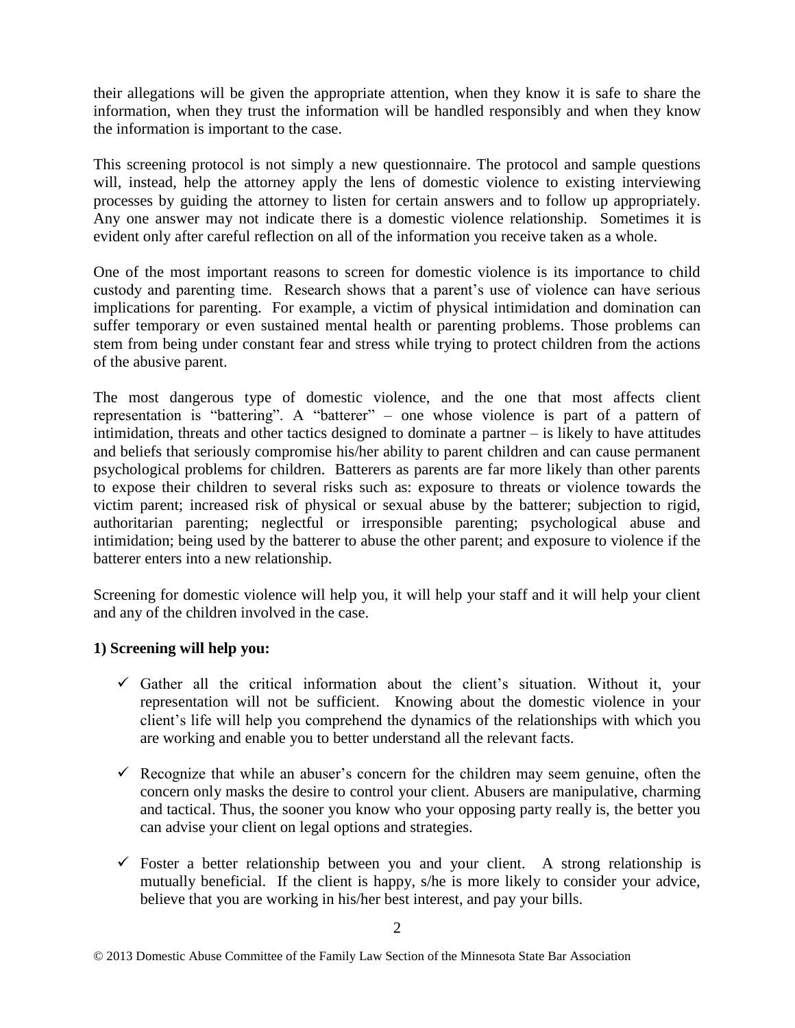their allegations will be given the appropriate attention, when they know it is safe to share the information, when they trust the information will be handled responsibly and when they know the information is important to the case.

This screening protocol is not simply a new questionnaire. The protocol and sample questions will, instead, help the attorney apply the lens of domestic violence to existing interviewing processes by guiding the attorney to listen for certain answers and to follow up appropriately. Any one answer may not indicate there is a domestic violence relationship. Sometimes it is evident only after careful reflection on all of the information you receive taken as a whole.

One of the most important reasons to screen for domestic violence is its importance to child custody and parenting time. Research shows that a parent's use of violence can have serious implications for parenting. For example, a victim of physical intimidation and domination can suffer temporary or even sustained mental health or parenting problems. Those problems can stem from being under constant fear and stress while trying to protect children from the actions of the abusive parent.

The most dangerous type of domestic violence, and the one that most affects client representation is "battering". A "batterer" – one whose violence is part of a pattern of intimidation, threats and other tactics designed to dominate a partner – is likely to have attitudes and beliefs that seriously compromise his/her ability to parent children and can cause permanent psychological problems for children. Batterers as parents are far more likely than other parents to expose their children to several risks such as: exposure to threats or violence towards the victim parent; increased risk of physical or sexual abuse by the batterer; subjection to rigid, authoritarian parenting; neglectful or irresponsible parenting; psychological abuse and intimidation; being used by the batterer to abuse the other parent; and exposure to violence if the batterer enters into a new relationship.

Screening for domestic violence will help you, it will help your staff and it will help your client and any of the children involved in the case.

**1) Screening will help you:**

- ✓ Gather all the critical information about the client's situation. Without it, your representation will not be sufficient. Knowing about the domestic violence in your client's life will help you comprehend the dynamics of the relationships with which you are working and enable you to better understand all the relevant facts.

- ✓ Recognize that while an abuser's concern for the children may seem genuine, often the concern only masks the desire to control your client. Abusers are manipulative, charming and tactical. Thus, the sooner you know who your opposing party really is, the better you can advise your client on legal options and strategies.

- ✓ Foster a better relationship between you and your client. A strong relationship is mutually beneficial. If the client is happy, s/he is more likely to consider your advice, believe that you are working in his/her best interest, and pay your bills.

© 2013 Domestic Abuse Committee of the Family Law Section of the Minnesota State Bar Association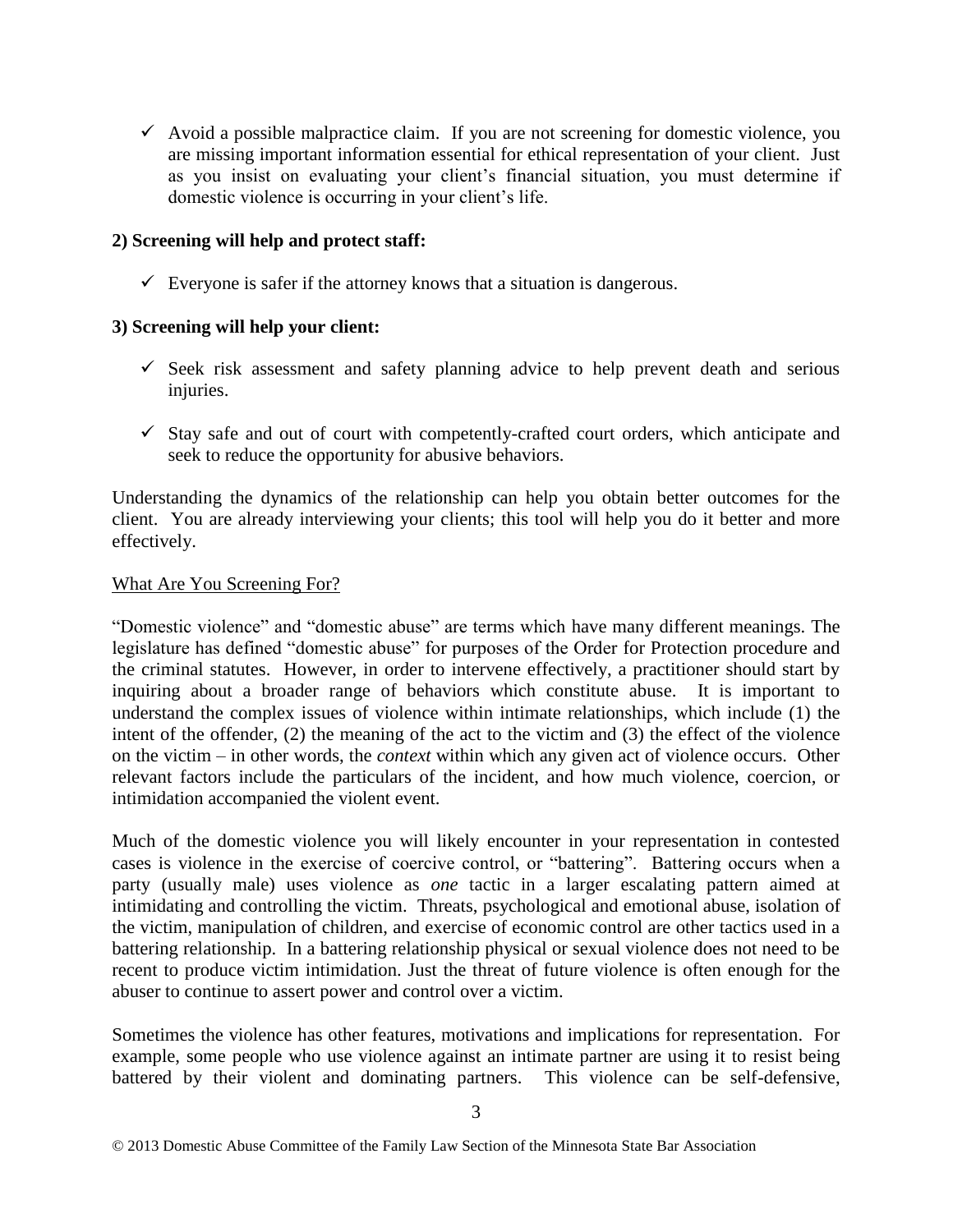- ✓ Avoid a possible malpractice claim. If you are not screening for domestic violence, you are missing important information essential for ethical representation of your client. Just as you insist on evaluating your client's financial situation, you must determine if domestic violence is occurring in your client's life.

**2) Screening will help and protect staff:**

- ✓ Everyone is safer if the attorney knows that a situation is dangerous.

**3) Screening will help your client:**

- ✓ Seek risk assessment and safety planning advice to help prevent death and serious injuries.
- ✓ Stay safe and out of court with competently-crafted court orders, which anticipate and seek to reduce the opportunity for abusive behaviors.

Understanding the dynamics of the relationship can help you obtain better outcomes for the client. You are already interviewing your clients; this tool will help you do it better and more effectively.

<u>What Are You Screening For?</u>

"Domestic violence" and "domestic abuse" are terms which have many different meanings. The legislature has defined "domestic abuse" for purposes of the Order for Protection procedure and the criminal statutes. However, in order to intervene effectively, a practitioner should start by inquiring about a broader range of behaviors which constitute abuse. It is important to understand the complex issues of violence within intimate relationships, which include (1) the intent of the offender, (2) the meaning of the act to the victim and (3) the effect of the violence on the victim – in other words, the *context* within which any given act of violence occurs. Other relevant factors include the particulars of the incident, and how much violence, coercion, or intimidation accompanied the violent event.

Much of the domestic violence you will likely encounter in your representation in contested cases is violence in the exercise of coercive control, or "battering". Battering occurs when a party (usually male) uses violence as *one* tactic in a larger escalating pattern aimed at intimidating and controlling the victim. Threats, psychological and emotional abuse, isolation of the victim, manipulation of children, and exercise of economic control are other tactics used in a battering relationship. In a battering relationship physical or sexual violence does not need to be recent to produce victim intimidation. Just the threat of future violence is often enough for the abuser to continue to assert power and control over a victim.

Sometimes the violence has other features, motivations and implications for representation. For example, some people who use violence against an intimate partner are using it to resist being battered by their violent and dominating partners. This violence can be self-defensive,

© 2013 Domestic Abuse Committee of the Family Law Section of the Minnesota State Bar Association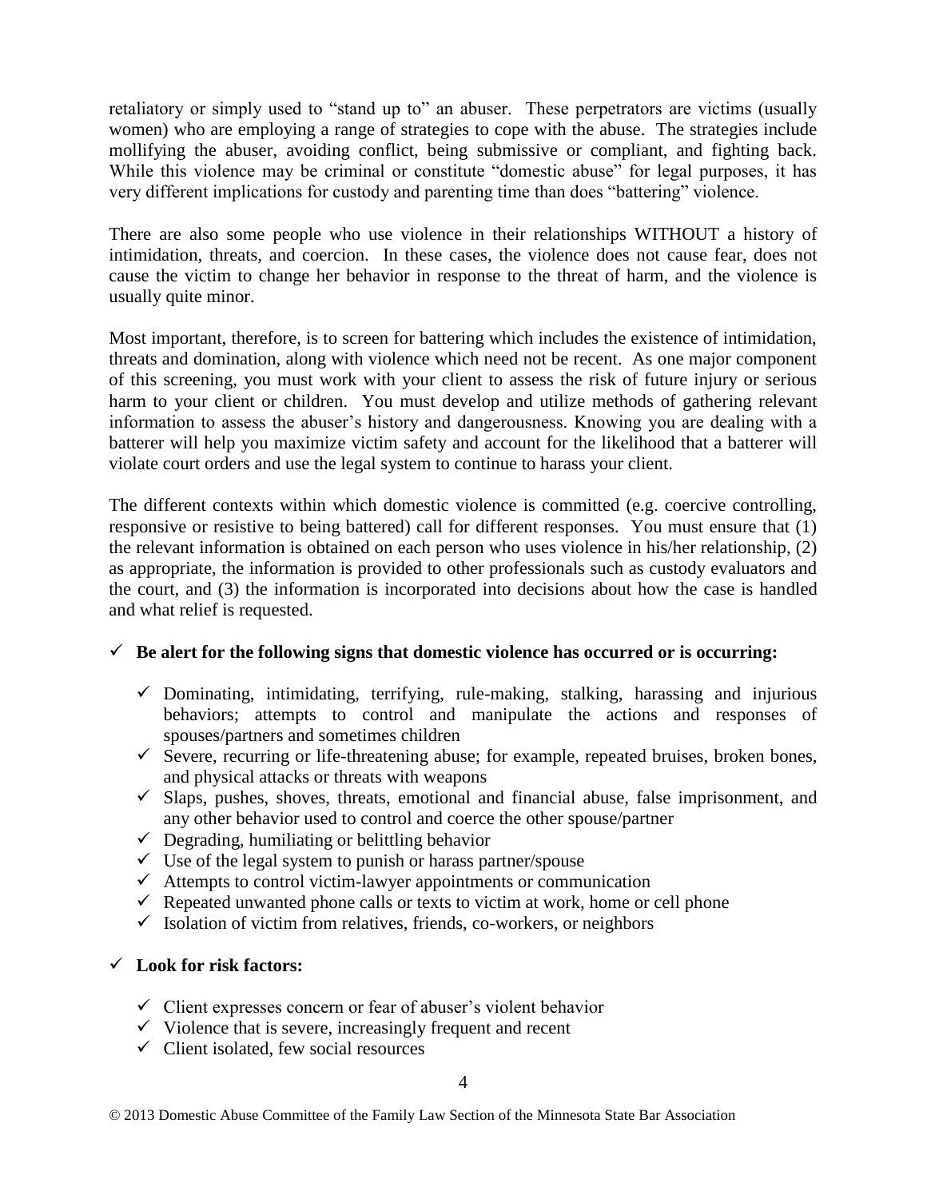retaliatory or simply used to "stand up to" an abuser. These perpetrators are victims (usually women) who are employing a range of strategies to cope with the abuse. The strategies include mollifying the abuser, avoiding conflict, being submissive or compliant, and fighting back. While this violence may be criminal or constitute "domestic abuse" for legal purposes, it has very different implications for custody and parenting time than does "battering" violence.

There are also some people who use violence in their relationships WITHOUT a history of intimidation, threats, and coercion. In these cases, the violence does not cause fear, does not cause the victim to change her behavior in response to the threat of harm, and the violence is usually quite minor.

Most important, therefore, is to screen for battering which includes the existence of intimidation, threats and domination, along with violence which need not be recent. As one major component of this screening, you must work with your client to assess the risk of future injury or serious harm to your client or children. You must develop and utilize methods of gathering relevant information to assess the abuser's history and dangerousness. Knowing you are dealing with a batterer will help you maximize victim safety and account for the likelihood that a batterer will violate court orders and use the legal system to continue to harass your client.

The different contexts within which domestic violence is committed (e.g. coercive controlling, responsive or resistive to being battered) call for different responses. You must ensure that (1) the relevant information is obtained on each person who uses violence in his/her relationship, (2) as appropriate, the information is provided to other professionals such as custody evaluators and the court, and (3) the information is incorporated into decisions about how the case is handled and what relief is requested.

- ✓ **Be alert for the following signs that domestic violence has occurred or is occurring:**
  - ✓ Dominating, intimidating, terrifying, rule-making, stalking, harassing and injurious behaviors; attempts to control and manipulate the actions and responses of spouses/partners and sometimes children
  - ✓ Severe, recurring or life-threatening abuse; for example, repeated bruises, broken bones, and physical attacks or threats with weapons
  - ✓ Slaps, pushes, shoves, threats, emotional and financial abuse, false imprisonment, and any other behavior used to control and coerce the other spouse/partner
  - ✓ Degrading, humiliating or belittling behavior
  - ✓ Use of the legal system to punish or harass partner/spouse
  - ✓ Attempts to control victim-lawyer appointments or communication
  - ✓ Repeated unwanted phone calls or texts to victim at work, home or cell phone
  - ✓ Isolation of victim from relatives, friends, co-workers, or neighbors

- ✓ **Look for risk factors:**
  - ✓ Client expresses concern or fear of abuser's violent behavior
  - ✓ Violence that is severe, increasingly frequent and recent
  - ✓ Client isolated, few social resources

© 2013 Domestic Abuse Committee of the Family Law Section of the Minnesota State Bar Association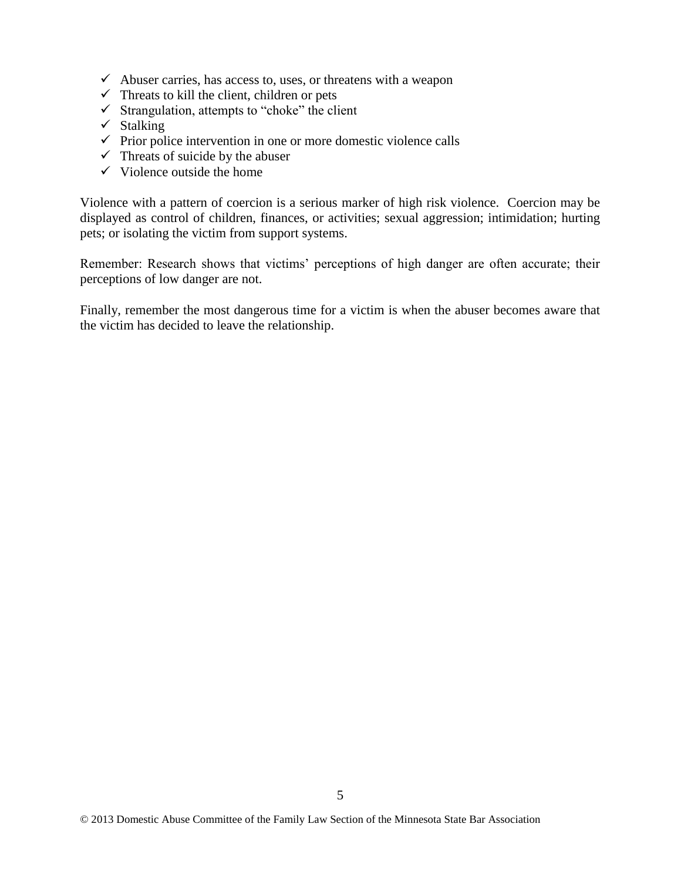- ✓ Abuser carries, has access to, uses, or threatens with a weapon
- ✓ Threats to kill the client, children or pets
- ✓ Strangulation, attempts to "choke" the client
- ✓ Stalking
- ✓ Prior police intervention in one or more domestic violence calls
- ✓ Threats of suicide by the abuser
- ✓ Violence outside the home

Violence with a pattern of coercion is a serious marker of high risk violence. Coercion may be displayed as control of children, finances, or activities; sexual aggression; intimidation; hurting pets; or isolating the victim from support systems.

Remember: Research shows that victims' perceptions of high danger are often accurate; their perceptions of low danger are not.

Finally, remember the most dangerous time for a victim is when the abuser becomes aware that the victim has decided to leave the relationship.

© 2013 Domestic Abuse Committee of the Family Law Section of the Minnesota State Bar Association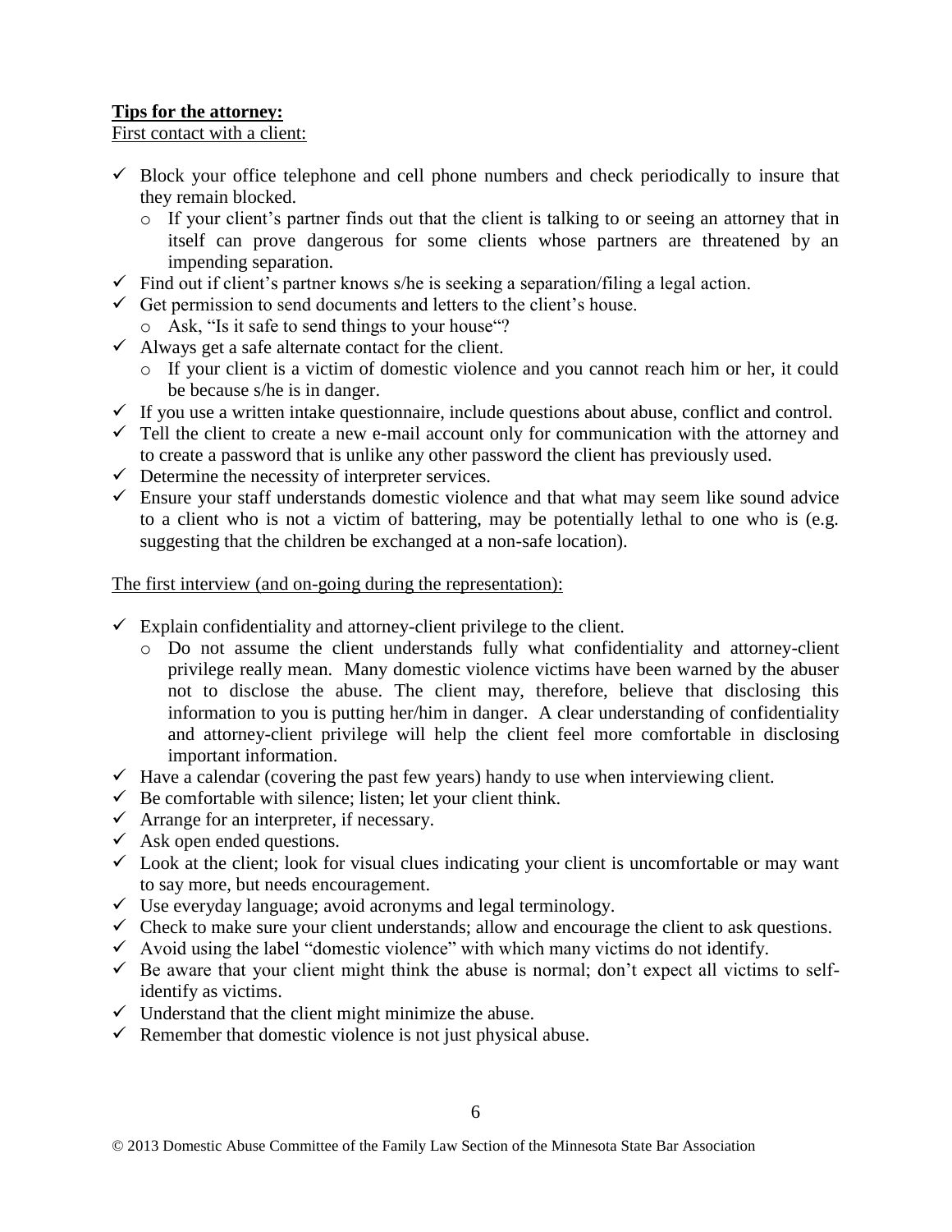**Tips for the attorney:**

First contact with a client:

- ✓ Block your office telephone and cell phone numbers and check periodically to insure that they remain blocked.
  - o If your client's partner finds out that the client is talking to or seeing an attorney that in itself can prove dangerous for some clients whose partners are threatened by an impending separation.
- ✓ Find out if client's partner knows s/he is seeking a separation/filing a legal action.
- ✓ Get permission to send documents and letters to the client's house.
  - o Ask, "Is it safe to send things to your house"?
- ✓ Always get a safe alternate contact for the client.
  - o If your client is a victim of domestic violence and you cannot reach him or her, it could be because s/he is in danger.
- ✓ If you use a written intake questionnaire, include questions about abuse, conflict and control.
- ✓ Tell the client to create a new e-mail account only for communication with the attorney and to create a password that is unlike any other password the client has previously used.
- ✓ Determine the necessity of interpreter services.
- ✓ Ensure your staff understands domestic violence and that what may seem like sound advice to a client who is not a victim of battering, may be potentially lethal to one who is (e.g. suggesting that the children be exchanged at a non-safe location).

The first interview (and on-going during the representation):

- ✓ Explain confidentiality and attorney-client privilege to the client.
  - o Do not assume the client understands fully what confidentiality and attorney-client privilege really mean. Many domestic violence victims have been warned by the abuser not to disclose the abuse. The client may, therefore, believe that disclosing this information to you is putting her/him in danger. A clear understanding of confidentiality and attorney-client privilege will help the client feel more comfortable in disclosing important information.
- ✓ Have a calendar (covering the past few years) handy to use when interviewing client.
- ✓ Be comfortable with silence; listen; let your client think.
- ✓ Arrange for an interpreter, if necessary.
- ✓ Ask open ended questions.
- ✓ Look at the client; look for visual clues indicating your client is uncomfortable or may want to say more, but needs encouragement.
- ✓ Use everyday language; avoid acronyms and legal terminology.
- ✓ Check to make sure your client understands; allow and encourage the client to ask questions.
- ✓ Avoid using the label "domestic violence" with which many victims do not identify.
- ✓ Be aware that your client might think the abuse is normal; don't expect all victims to self-identify as victims.
- ✓ Understand that the client might minimize the abuse.
- ✓ Remember that domestic violence is not just physical abuse.

© 2013 Domestic Abuse Committee of the Family Law Section of the Minnesota State Bar Association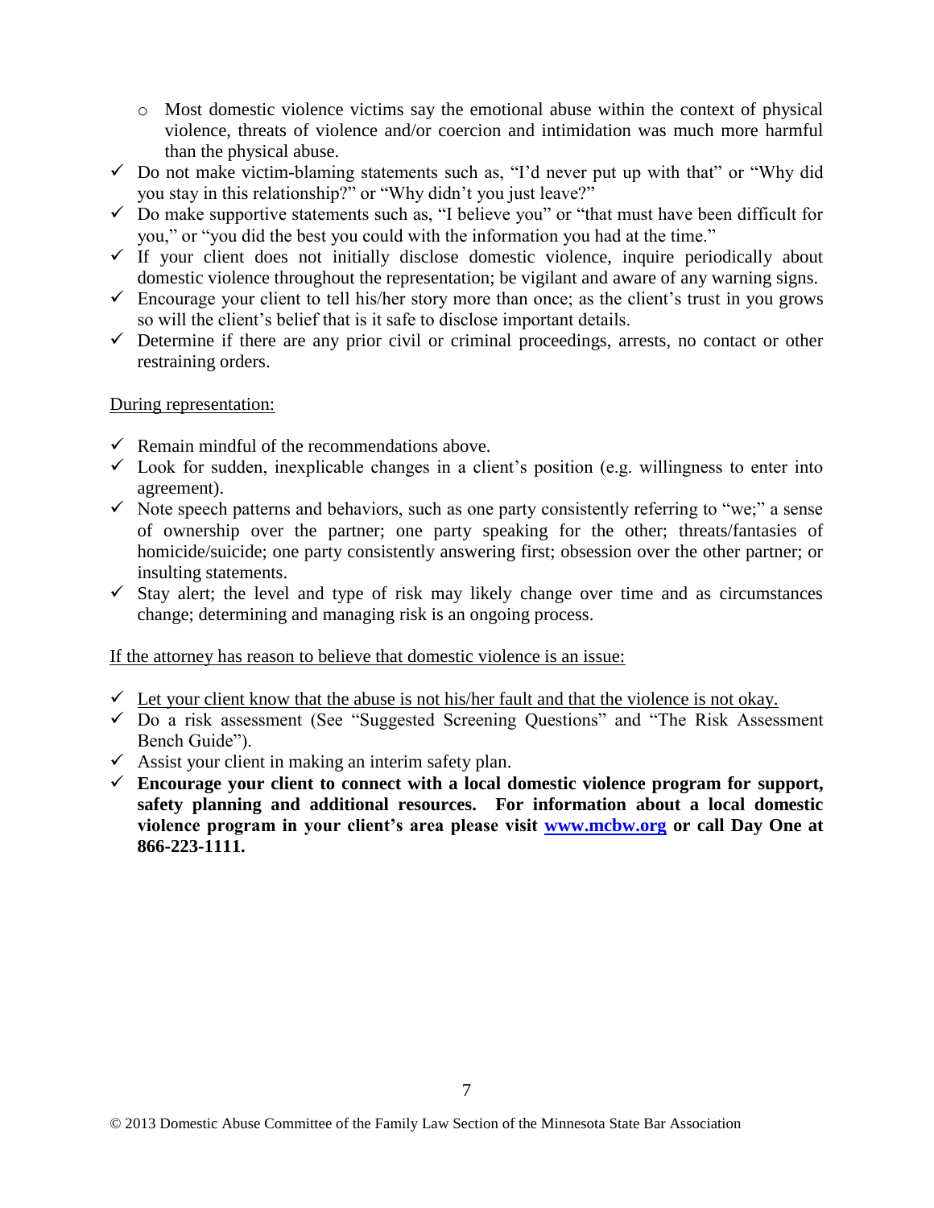- Most domestic violence victims say the emotional abuse within the context of physical violence, threats of violence and/or coercion and intimidation was much more harmful than the physical abuse.
- ✓ Do not make victim-blaming statements such as, "I'd never put up with that" or "Why did you stay in this relationship?" or "Why didn't you just leave?"
- ✓ Do make supportive statements such as, "I believe you" or "that must have been difficult for you," or "you did the best you could with the information you had at the time."
- ✓ If your client does not initially disclose domestic violence, inquire periodically about domestic violence throughout the representation; be vigilant and aware of any warning signs.
- ✓ Encourage your client to tell his/her story more than once; as the client's trust in you grows so will the client's belief that is it safe to disclose important details.
- ✓ Determine if there are any prior civil or criminal proceedings, arrests, no contact or other restraining orders.

<u>During representation:</u>

- ✓ Remain mindful of the recommendations above.
- ✓ Look for sudden, inexplicable changes in a client's position (e.g. willingness to enter into agreement).
- ✓ Note speech patterns and behaviors, such as one party consistently referring to "we;" a sense of ownership over the partner; one party speaking for the other; threats/fantasies of homicide/suicide; one party consistently answering first; obsession over the other partner; or insulting statements.
- ✓ Stay alert; the level and type of risk may likely change over time and as circumstances change; determining and managing risk is an ongoing process.

<u>If the attorney has reason to believe that domestic violence is an issue:</u>

- ✓ <u>Let your client know that the abuse is not his/her fault and that the violence is not okay.</u>
- ✓ Do a risk assessment (See "Suggested Screening Questions" and "The Risk Assessment Bench Guide").
- ✓ Assist your client in making an interim safety plan.
- ✓ **Encourage your client to connect with a local domestic violence program for support, safety planning and additional resources. For information about a local domestic violence program in your client's area please visit [www.mcbw.org](http://www.mcbw.org) or call Day One at 866-223-1111.**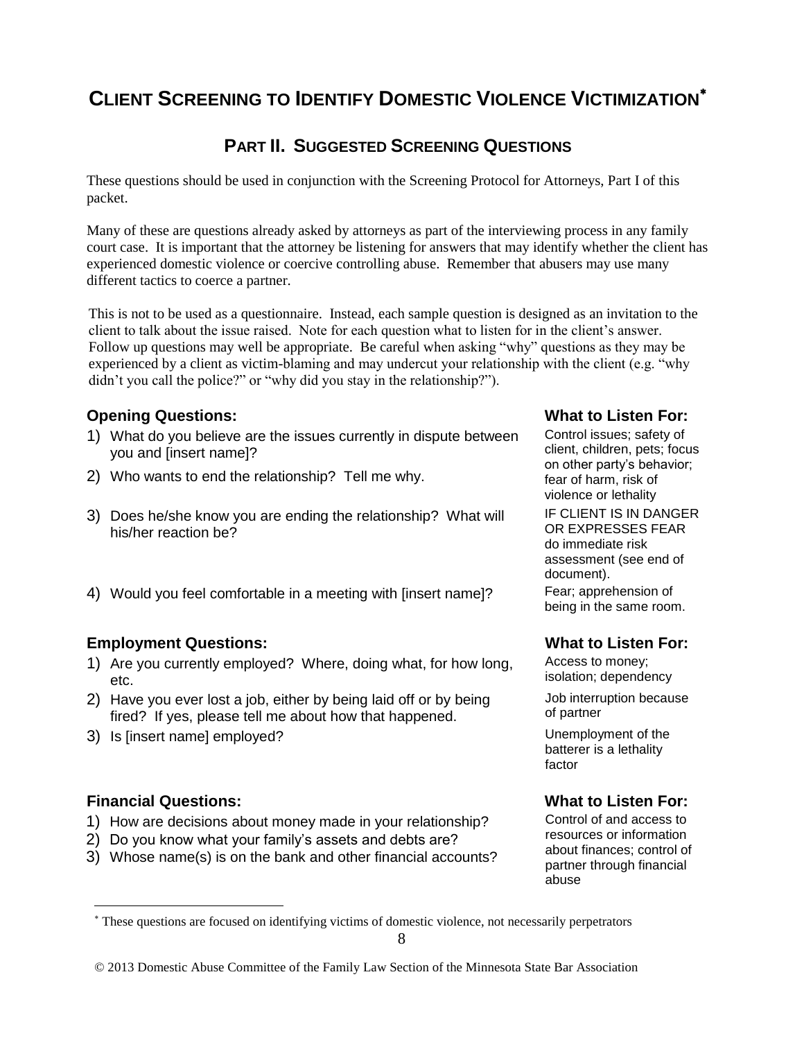# CLIENT SCREENING TO IDENTIFY DOMESTIC VIOLENCE VICTIMIZATION*

## PART II. SUGGESTED SCREENING QUESTIONS

These questions should be used in conjunction with the Screening Protocol for Attorneys, Part I of this packet.

Many of these are questions already asked by attorneys as part of the interviewing process in any family court case. It is important that the attorney be listening for answers that may identify whether the client has experienced domestic violence or coercive controlling abuse. Remember that abusers may use many different tactics to coerce a partner.

This is not to be used as a questionnaire. Instead, each sample question is designed as an invitation to the client to talk about the issue raised. Note for each question what to listen for in the client's answer. Follow up questions may well be appropriate. Be careful when asking "why" questions as they may be experienced by a client as victim-blaming and may undercut your relationship with the client (e.g. "why didn't you call the police?" or "why did you stay in the relationship?").

### Opening Questions:

1) What do you believe are the issues currently in dispute between you and [insert name]?
2) Who wants to end the relationship? Tell me why.
3) Does he/she know you are ending the relationship? What will his/her reaction be?
4) Would you feel comfortable in a meeting with [insert name]?

**What to Listen For:**

Control issues; safety of client, children, pets; focus on other party's behavior; fear of harm, risk of violence or lethality

IF CLIENT IS IN DANGER OR EXPRESSES FEAR do immediate risk assessment (see end of document).

Fear; apprehension of being in the same room.

### Employment Questions:

1) Are you currently employed? Where, doing what, for how long, etc.
2) Have you ever lost a job, either by being laid off or by being fired? If yes, please tell me about how that happened.
3) Is [insert name] employed?

**What to Listen For:**

Access to money; isolation; dependency

Job interruption because of partner

Unemployment of the batterer is a lethality factor

### Financial Questions:

1) How are decisions about money made in your relationship?
2) Do you know what your family's assets and debts are?
3) Whose name(s) is on the bank and other financial accounts?

**What to Listen For:**

Control of and access to resources or information about finances; control of partner through financial abuse

---

* These questions are focused on identifying victims of domestic violence, not necessarily perpetrators

© 2013 Domestic Abuse Committee of the Family Law Section of the Minnesota State Bar Association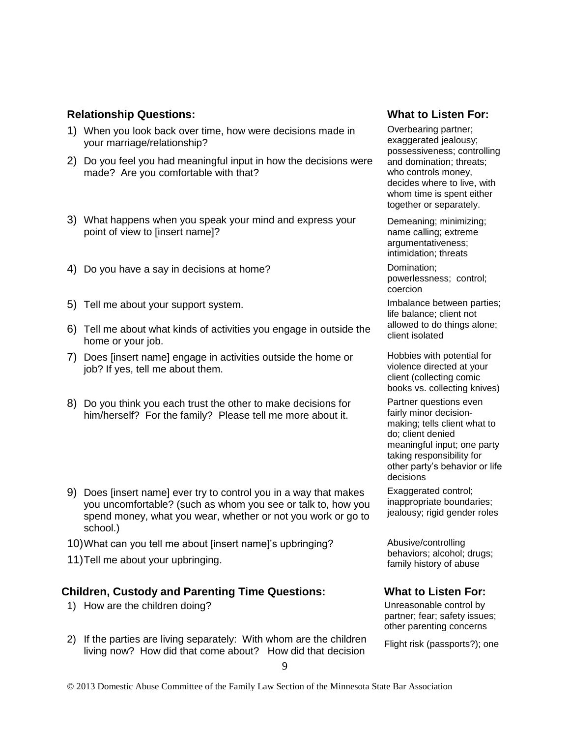| **Relationship Questions:** | **What to Listen For:** |
| --- | --- |
| 1) When you look back over time, how were decisions made in your marriage/relationship?<br>2) Do you feel you had meaningful input in how the decisions were made? Are you comfortable with that? | Overbearing partner; exaggerated jealousy; possessiveness; controlling and domination; threats; who controls money, decides where to live, with whom time is spent either together or separately. |
| 3) What happens when you speak your mind and express your point of view to [insert name]? | Demeaning; minimizing; name calling; extreme argumentativeness; intimidation; threats |
| 4) Do you have a say in decisions at home? | Domination; powerlessness; control; coercion |
| 5) Tell me about your support system.<br>6) Tell me about what kinds of activities you engage in outside the home or your job. | Imbalance between parties; life balance; client not allowed to do things alone; client isolated |
| 7) Does [insert name] engage in activities outside the home or job? If yes, tell me about them. | Hobbies with potential for violence directed at your client (collecting comic books vs. collecting knives) |
| 8) Do you think you each trust the other to make decisions for him/herself? For the family? Please tell me more about it. | Partner questions even fairly minor decision-making; tells client what to do; client denied meaningful input; one party taking responsibility for other party's behavior or life decisions |
| 9) Does [insert name] ever try to control you in a way that makes you uncomfortable? (such as whom you see or talk to, how you spend money, what you wear, whether or not you work or go to school.) | Exaggerated control; inappropriate boundaries; jealousy; rigid gender roles |
| 10) What can you tell me about [insert name]'s upbringing?<br>11) Tell me about your upbringing. | Abusive/controlling behaviors; alcohol; drugs; family history of abuse |

| **Children, Custody and Parenting Time Questions:** | **What to Listen For:** |
| --- | --- |
| 1) How are the children doing? | Unreasonable control by partner; fear; safety issues; other parenting concerns |
| 2) If the parties are living separately: With whom are the children living now? How did that come about? How did that decision | Flight risk (passports?); one |

© 2013 Domestic Abuse Committee of the Family Law Section of the Minnesota State Bar Association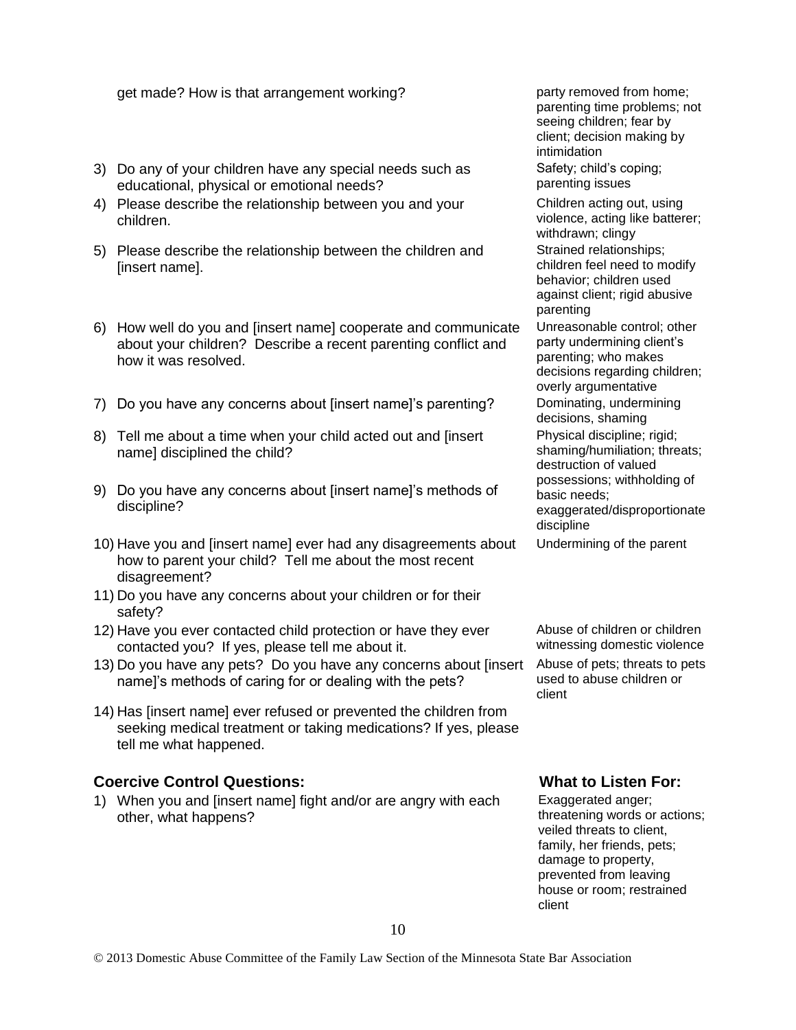| | |
|---|---|
| get made? How is that arrangement working? | party removed from home; parenting time problems; not seeing children; fear by client; decision making by intimidation |
| 3) Do any of your children have any special needs such as educational, physical or emotional needs? | Safety; child's coping; parenting issues |
| 4) Please describe the relationship between you and your children. | Children acting out, using violence, acting like batterer; withdrawn; clingy |
| 5) Please describe the relationship between the children and [insert name]. | Strained relationships; children feel need to modify behavior; children used against client; rigid abusive parenting |
| 6) How well do you and [insert name] cooperate and communicate about your children? Describe a recent parenting conflict and how it was resolved. | Unreasonable control; other party undermining client's parenting; who makes decisions regarding children; overly argumentative |
| 7) Do you have any concerns about [insert name]'s parenting? | Dominating, undermining decisions, shaming |
| 8) Tell me about a time when your child acted out and [insert name] disciplined the child? | Physical discipline; rigid; shaming/humiliation; threats; destruction of valued possessions; withholding of basic needs; exaggerated/disproportionate discipline |
| 9) Do you have any concerns about [insert name]'s methods of discipline? | |
| 10) Have you and [insert name] ever had any disagreements about how to parent your child? Tell me about the most recent disagreement? | Undermining of the parent |
| 11) Do you have any concerns about your children or for their safety? | |
| 12) Have you ever contacted child protection or have they ever contacted you? If yes, please tell me about it. | Abuse of children or children witnessing domestic violence |
| 13) Do you have any pets? Do you have any concerns about [insert name]'s methods of caring for or dealing with the pets? | Abuse of pets; threats to pets used to abuse children or client |
| 14) Has [insert name] ever refused or prevented the children from seeking medical treatment or taking medications? If yes, please tell me what happened. | |

| **Coercive Control Questions:** | **What to Listen For:** |
|---|---|
| 1) When you and [insert name] fight and/or are angry with each other, what happens? | Exaggerated anger; threatening words or actions; veiled threats to client, family, her friends, pets; damage to property, prevented from leaving house or room; restrained client |

© 2013 Domestic Abuse Committee of the Family Law Section of the Minnesota State Bar Association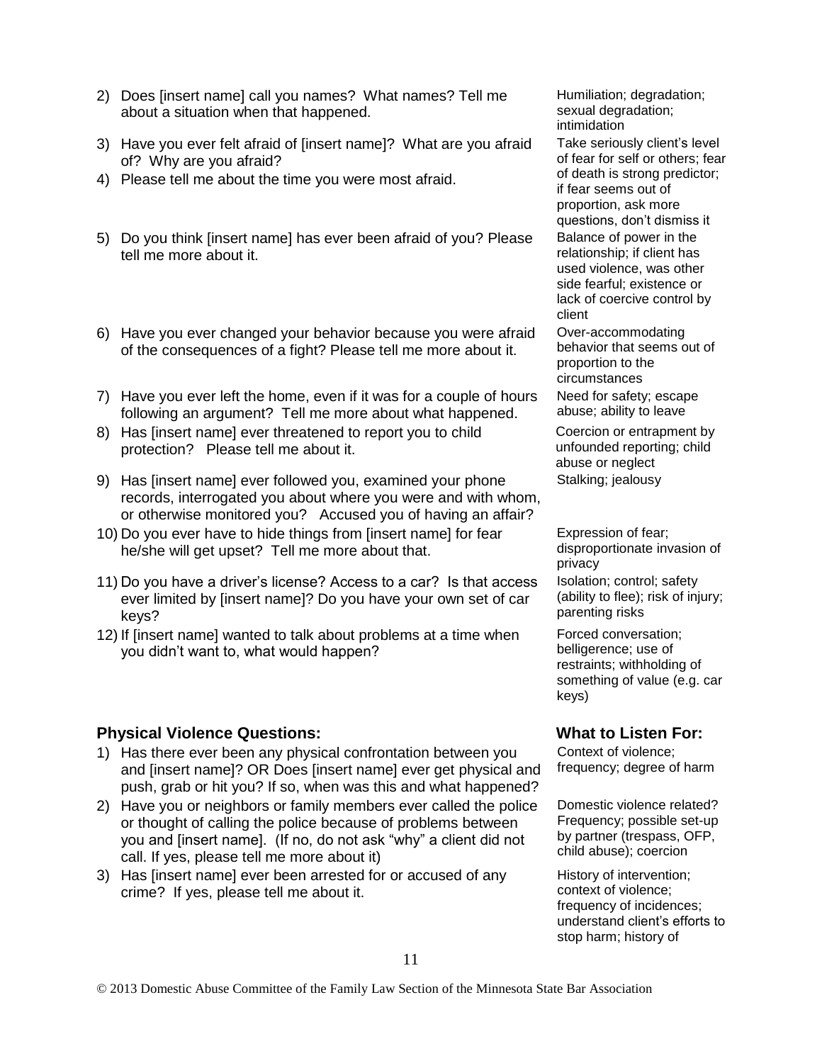| Question | What to Listen For |
|---|---|
| 2) Does [insert name] call you names? What names? Tell me about a situation when that happened. | Humiliation; degradation; sexual degradation; intimidation |
| 3) Have you ever felt afraid of [insert name]? What are you afraid of? Why are you afraid? 4) Please tell me about the time you were most afraid. | Take seriously client's level of fear for self or others; fear of death is strong predictor; if fear seems out of proportion, ask more questions, don't dismiss it |
| 5) Do you think [insert name] has ever been afraid of you? Please tell me more about it. | Balance of power in the relationship; if client has used violence, was other side fearful; existence or lack of coercive control by client |
| 6) Have you ever changed your behavior because you were afraid of the consequences of a fight? Please tell me more about it. | Over-accommodating behavior that seems out of proportion to the circumstances |
| 7) Have you ever left the home, even if it was for a couple of hours following an argument? Tell me more about what happened. | Need for safety; escape abuse; ability to leave |
| 8) Has [insert name] ever threatened to report you to child protection? Please tell me about it. | Coercion or entrapment by unfounded reporting; child abuse or neglect |
| 9) Has [insert name] ever followed you, examined your phone records, interrogated you about where you were and with whom, or otherwise monitored you? Accused you of having an affair? | Stalking; jealousy |
| 10) Do you ever have to hide things from [insert name] for fear he/she will get upset? Tell me more about that. | Expression of fear; disproportionate invasion of privacy |
| 11) Do you have a driver's license? Access to a car? Is that access ever limited by [insert name]? Do you have your own set of car keys? | Isolation; control; safety (ability to flee); risk of injury; parenting risks |
| 12) If [insert name] wanted to talk about problems at a time when you didn't want to, what would happen? | Forced conversation; belligerence; use of restraints; withholding of something of value (e.g. car keys) |

| **Physical Violence Questions:** | **What to Listen For:** |
|---|---|
| 1) Has there ever been any physical confrontation between you and [insert name]? OR Does [insert name] ever get physical and push, grab or hit you? If so, when was this and what happened? | Context of violence; frequency; degree of harm |
| 2) Have you or neighbors or family members ever called the police or thought of calling the police because of problems between you and [insert name]. (If no, do not ask "why" a client did not call. If yes, please tell me more about it) | Domestic violence related? Frequency; possible set-up by partner (trespass, OFP, child abuse); coercion |
| 3) Has [insert name] ever been arrested for or accused of any crime? If yes, please tell me about it. | History of intervention; context of violence; frequency of incidences; understand client's efforts to stop harm; history of |

© 2013 Domestic Abuse Committee of the Family Law Section of the Minnesota State Bar Association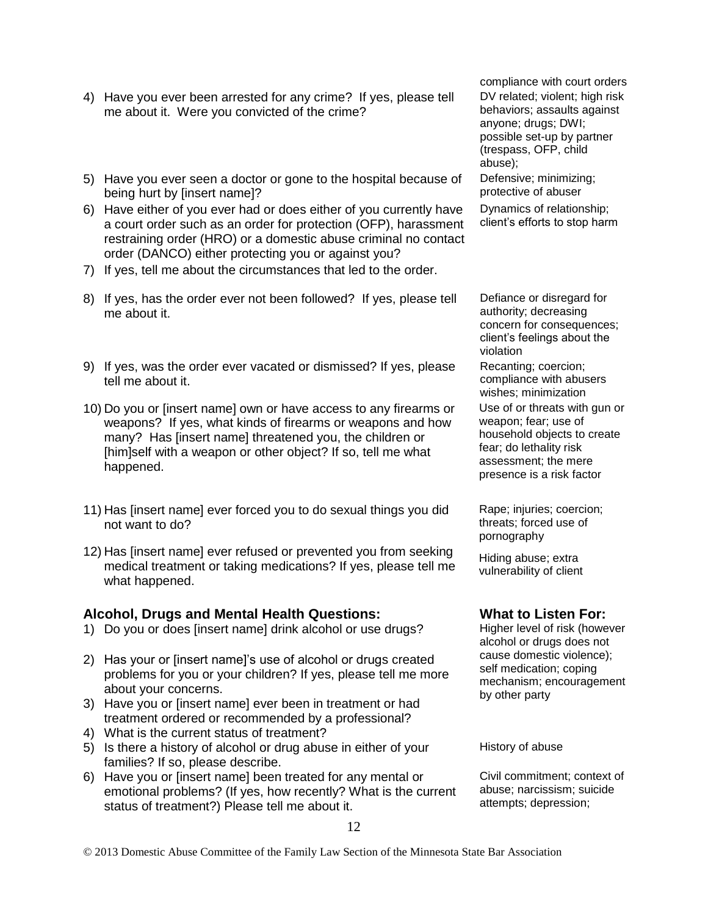| | |
|---|---|
| 4) Have you ever been arrested for any crime? If yes, please tell me about it. Were you convicted of the crime? | compliance with court orders DV related; violent; high risk behaviors; assaults against anyone; drugs; DWI; possible set-up by partner (trespass, OFP, child abuse); |
| 5) Have you ever seen a doctor or gone to the hospital because of being hurt by [insert name]? | Defensive; minimizing; protective of abuser |
| 6) Have either of you ever had or does either of you currently have a court order such as an order for protection (OFP), harassment restraining order (HRO) or a domestic abuse criminal no contact order (DANCO) either protecting you or against you? | Dynamics of relationship; client's efforts to stop harm |
| 7) If yes, tell me about the circumstances that led to the order. | |
| 8) If yes, has the order ever not been followed? If yes, please tell me about it. | Defiance or disregard for authority; decreasing concern for consequences; client's feelings about the violation |
| 9) If yes, was the order ever vacated or dismissed? If yes, please tell me about it. | Recanting; coercion; compliance with abusers wishes; minimization |
| 10) Do you or [insert name] own or have access to any firearms or weapons? If yes, what kinds of firearms or weapons and how many? Has [insert name] threatened you, the children or [him]self with a weapon or other object? If so, tell me what happened. | Use of or threats with gun or weapon; fear; use of household objects to create fear; do lethality risk assessment; the mere presence is a risk factor |
| 11) Has [insert name] ever forced you to do sexual things you did not want to do? | Rape; injuries; coercion; threats; forced use of pornography |
| 12) Has [insert name] ever refused or prevented you from seeking medical treatment or taking medications? If yes, please tell me what happened. | Hiding abuse; extra vulnerability of client |

| Alcohol, Drugs and Mental Health Questions: | What to Listen For: |
|---|---|
| 1) Do you or does [insert name] drink alcohol or use drugs? | Higher level of risk (however alcohol or drugs does not cause domestic violence); self medication; coping mechanism; encouragement by other party |
| 2) Has your or [insert name]'s use of alcohol or drugs created problems for you or your children? If yes, please tell me more about your concerns. | |
| 3) Have you or [insert name] ever been in treatment or had treatment ordered or recommended by a professional? | |
| 4) What is the current status of treatment? | |
| 5) Is there a history of alcohol or drug abuse in either of your families? If so, please describe. | History of abuse |
| 6) Have you or [insert name] been treated for any mental or emotional problems? (If yes, how recently? What is the current status of treatment?) Please tell me about it. | Civil commitment; context of abuse; narcissism; suicide attempts; depression; |

© 2013 Domestic Abuse Committee of the Family Law Section of the Minnesota State Bar Association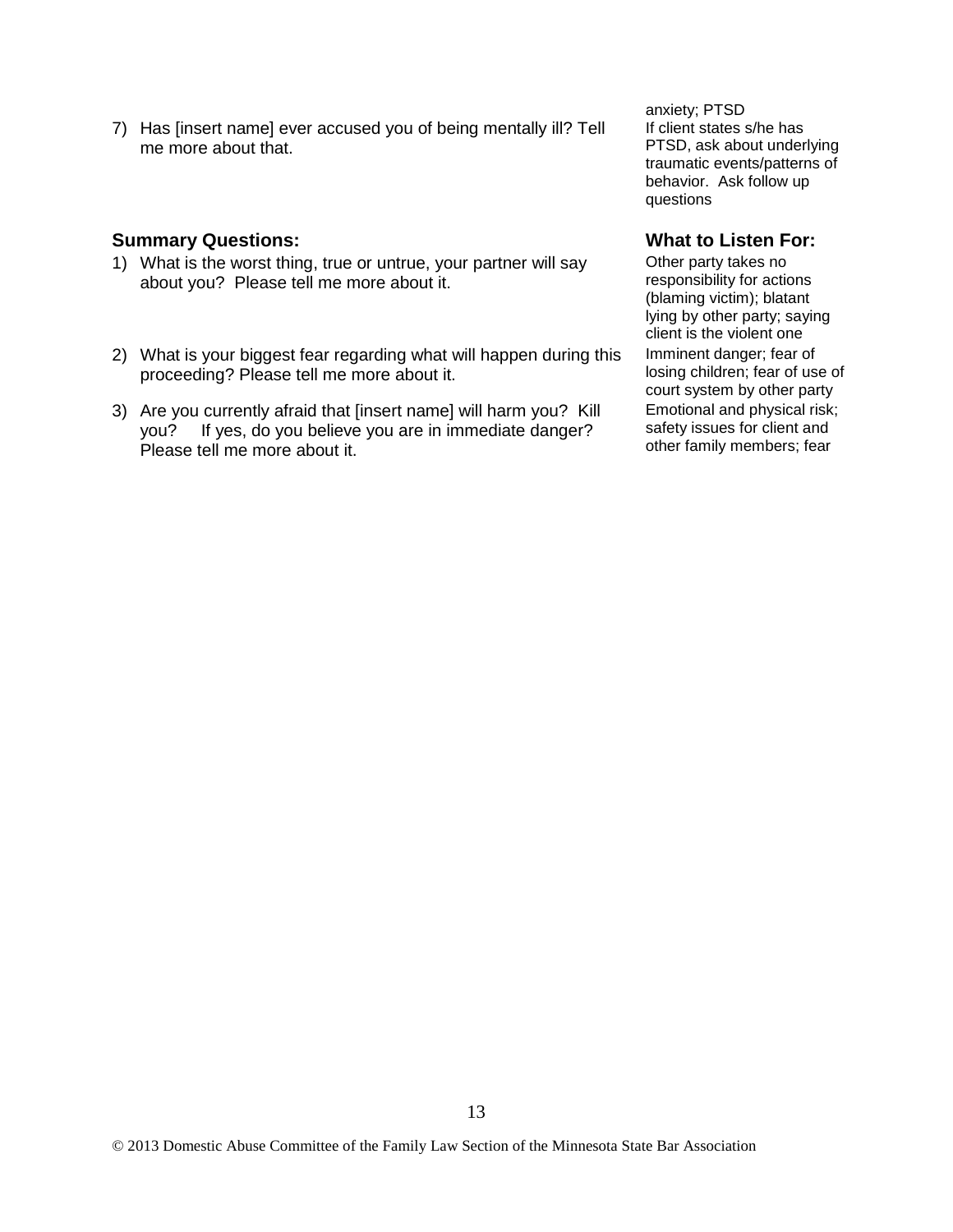| | |
|---|---|
| 7) Has [insert name] ever accused you of being mentally ill? Tell me more about that. | anxiety; PTSD<br>If client states s/he has PTSD, ask about underlying traumatic events/patterns of behavior. Ask follow up questions |

| **Summary Questions:** | **What to Listen For:** |
|---|---|
| 1) What is the worst thing, true or untrue, your partner will say about you? Please tell me more about it. | Other party takes no responsibility for actions (blaming victim); blatant lying by other party; saying client is the violent one |
| 2) What is your biggest fear regarding what will happen during this proceeding? Please tell me more about it. | Imminent danger; fear of losing children; fear of use of court system by other party |
| 3) Are you currently afraid that [insert name] will harm you? Kill you? If yes, do you believe you are in immediate danger? Please tell me more about it. | Emotional and physical risk; safety issues for client and other family members; fear |

© 2013 Domestic Abuse Committee of the Family Law Section of the Minnesota State Bar Association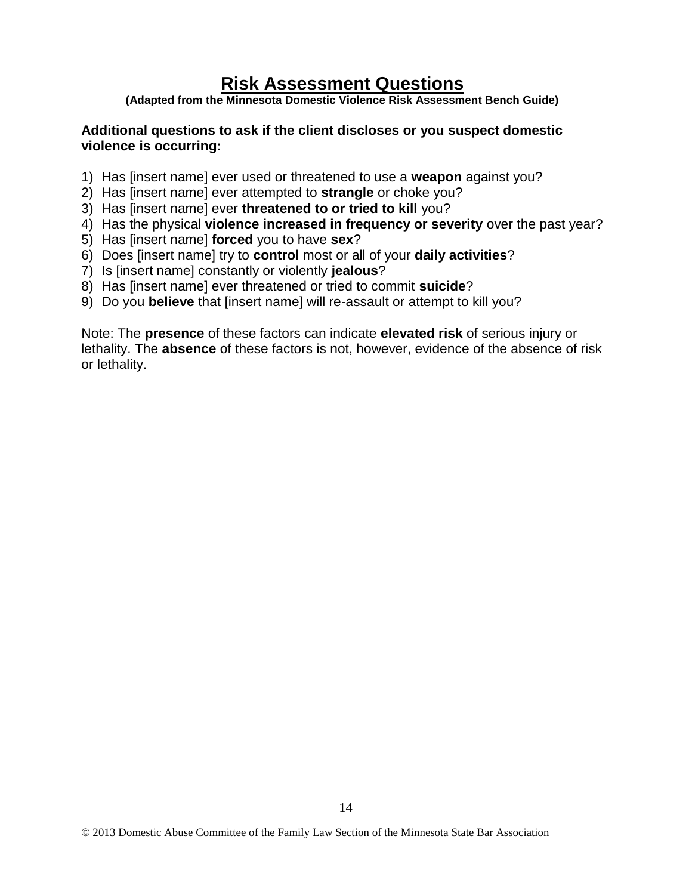# Risk Assessment Questions

**(Adapted from the Minnesota Domestic Violence Risk Assessment Bench Guide)**

**Additional questions to ask if the client discloses or you suspect domestic violence is occurring:**

1) Has [insert name] ever used or threatened to use a **weapon** against you?
2) Has [insert name] ever attempted to **strangle** or choke you?
3) Has [insert name] ever **threatened to or tried to kill** you?
4) Has the physical **violence increased in frequency or severity** over the past year?
5) Has [insert name] **forced** you to have **sex**?
6) Does [insert name] try to **control** most or all of your **daily activities**?
7) Is [insert name] constantly or violently **jealous**?
8) Has [insert name] ever threatened or tried to commit **suicide**?
9) Do you **believe** that [insert name] will re-assault or attempt to kill you?

Note: The **presence** of these factors can indicate **elevated risk** of serious injury or lethality. The **absence** of these factors is not, however, evidence of the absence of risk or lethality.

© 2013 Domestic Abuse Committee of the Family Law Section of the Minnesota State Bar Association